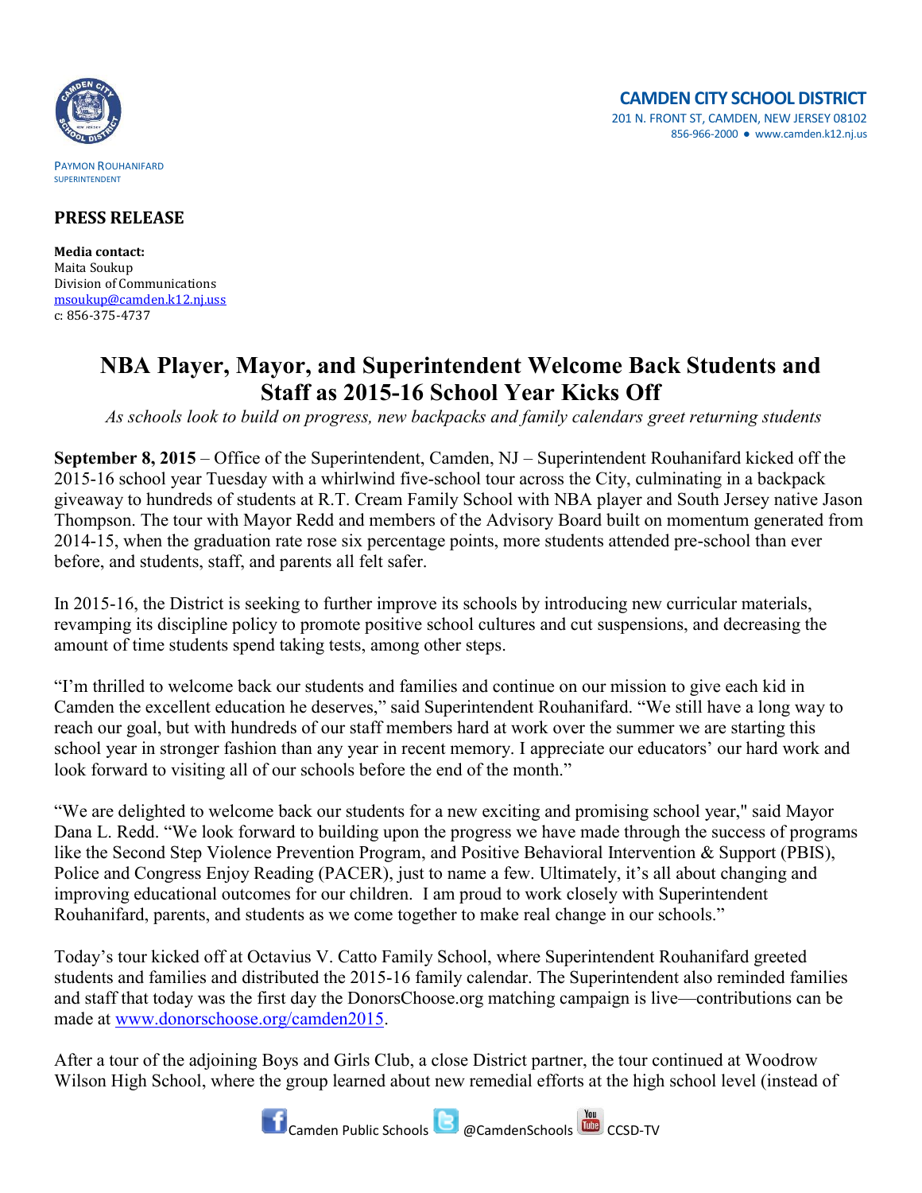PAYMON ROUHANIFARD
SUPERINTENDENT

**CAMDEN CITY SCHOOL DISTRICT**
201 N. FRONT ST, CAMDEN, NEW JERSEY 08102
856-966-2000 ● www.camden.k12.nj.us

## PRESS RELEASE

**Media contact:**
Maita Soukup
Division of Communications
msoukup@camden.k12.nj.uss
c: 856-375-4737

# NBA Player, Mayor, and Superintendent Welcome Back Students and Staff as 2015-16 School Year Kicks Off

*As schools look to build on progress, new backpacks and family calendars greet returning students*

**September 8, 2015** – Office of the Superintendent, Camden, NJ – Superintendent Rouhanifard kicked off the 2015-16 school year Tuesday with a whirlwind five-school tour across the City, culminating in a backpack giveaway to hundreds of students at R.T. Cream Family School with NBA player and South Jersey native Jason Thompson. The tour with Mayor Redd and members of the Advisory Board built on momentum generated from 2014-15, when the graduation rate rose six percentage points, more students attended pre-school than ever before, and students, staff, and parents all felt safer.

In 2015-16, the District is seeking to further improve its schools by introducing new curricular materials, revamping its discipline policy to promote positive school cultures and cut suspensions, and decreasing the amount of time students spend taking tests, among other steps.

"I'm thrilled to welcome back our students and families and continue on our mission to give each kid in Camden the excellent education he deserves," said Superintendent Rouhanifard. "We still have a long way to reach our goal, but with hundreds of our staff members hard at work over the summer we are starting this school year in stronger fashion than any year in recent memory. I appreciate our educators' our hard work and look forward to visiting all of our schools before the end of the month."

"We are delighted to welcome back our students for a new exciting and promising school year," said Mayor Dana L. Redd. "We look forward to building upon the progress we have made through the success of programs like the Second Step Violence Prevention Program, and Positive Behavioral Intervention & Support (PBIS), Police and Congress Enjoy Reading (PACER), just to name a few. Ultimately, it's all about changing and improving educational outcomes for our children. I am proud to work closely with Superintendent Rouhanifard, parents, and students as we come together to make real change in our schools."

Today's tour kicked off at Octavius V. Catto Family School, where Superintendent Rouhanifard greeted students and families and distributed the 2015-16 family calendar. The Superintendent also reminded families and staff that today was the first day the DonorsChoose.org matching campaign is live—contributions can be made at www.donorschoose.org/camden2015.

After a tour of the adjoining Boys and Girls Club, a close District partner, the tour continued at Woodrow Wilson High School, where the group learned about new remedial efforts at the high school level (instead of

Camden Public Schools @CamdenSchools CCSD-TV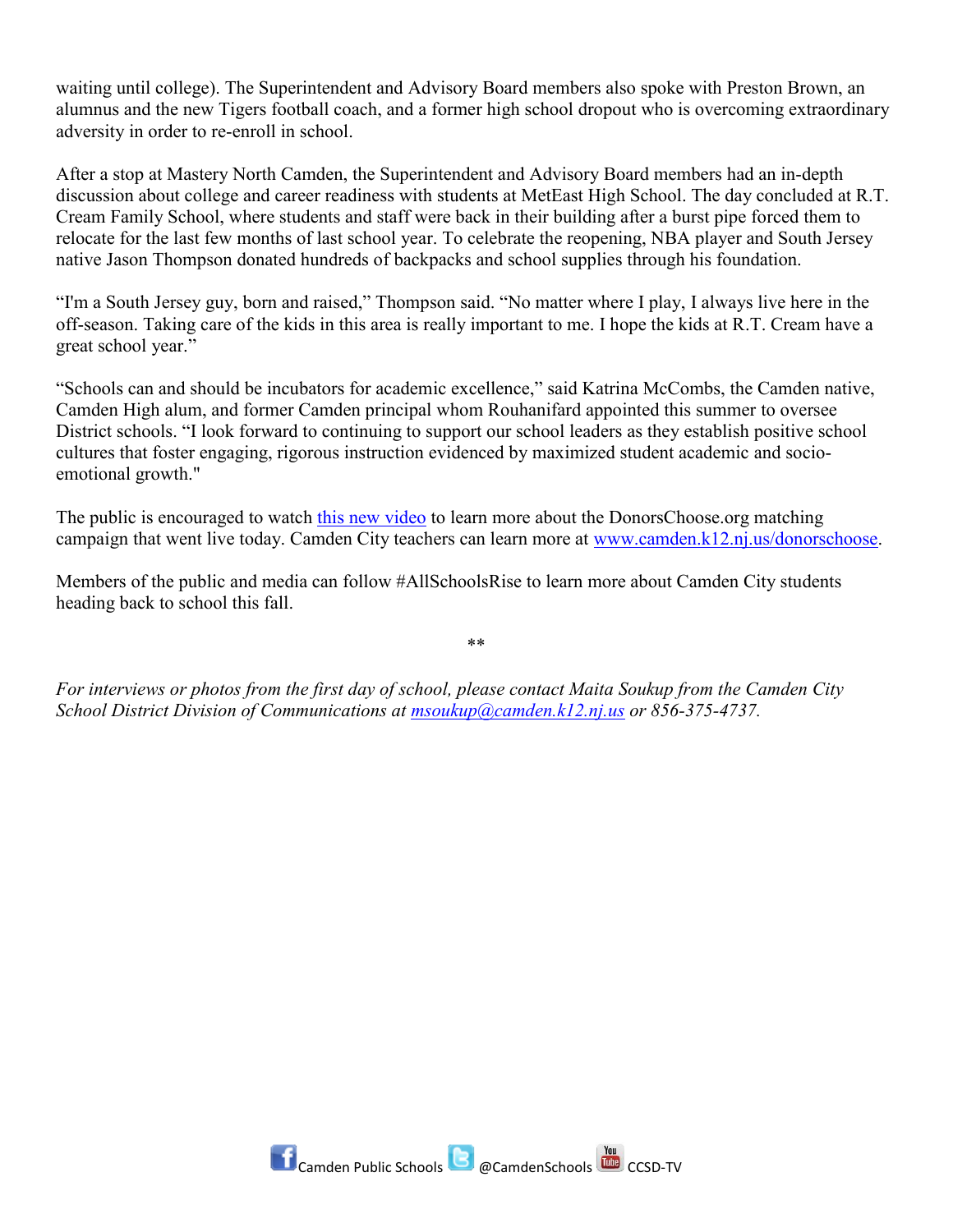waiting until college). The Superintendent and Advisory Board members also spoke with Preston Brown, an alumnus and the new Tigers football coach, and a former high school dropout who is overcoming extraordinary adversity in order to re-enroll in school.

After a stop at Mastery North Camden, the Superintendent and Advisory Board members had an in-depth discussion about college and career readiness with students at MetEast High School. The day concluded at R.T. Cream Family School, where students and staff were back in their building after a burst pipe forced them to relocate for the last few months of last school year. To celebrate the reopening, NBA player and South Jersey native Jason Thompson donated hundreds of backpacks and school supplies through his foundation.

"I'm a South Jersey guy, born and raised," Thompson said. "No matter where I play, I always live here in the off-season. Taking care of the kids in this area is really important to me. I hope the kids at R.T. Cream have a great school year."

"Schools can and should be incubators for academic excellence," said Katrina McCombs, the Camden native, Camden High alum, and former Camden principal whom Rouhanifard appointed this summer to oversee District schools. "I look forward to continuing to support our school leaders as they establish positive school cultures that foster engaging, rigorous instruction evidenced by maximized student academic and socio-emotional growth."

The public is encouraged to watch this new video to learn more about the DonorsChoose.org matching campaign that went live today. Camden City teachers can learn more at www.camden.k12.nj.us/donorschoose.

Members of the public and media can follow #AllSchoolsRise to learn more about Camden City students heading back to school this fall.

**

*For interviews or photos from the first day of school, please contact Maita Soukup from the Camden City School District Division of Communications at msoukup@camden.k12.nj.us or 856-375-4737.*

Camden Public Schools @CamdenSchools CCSD-TV